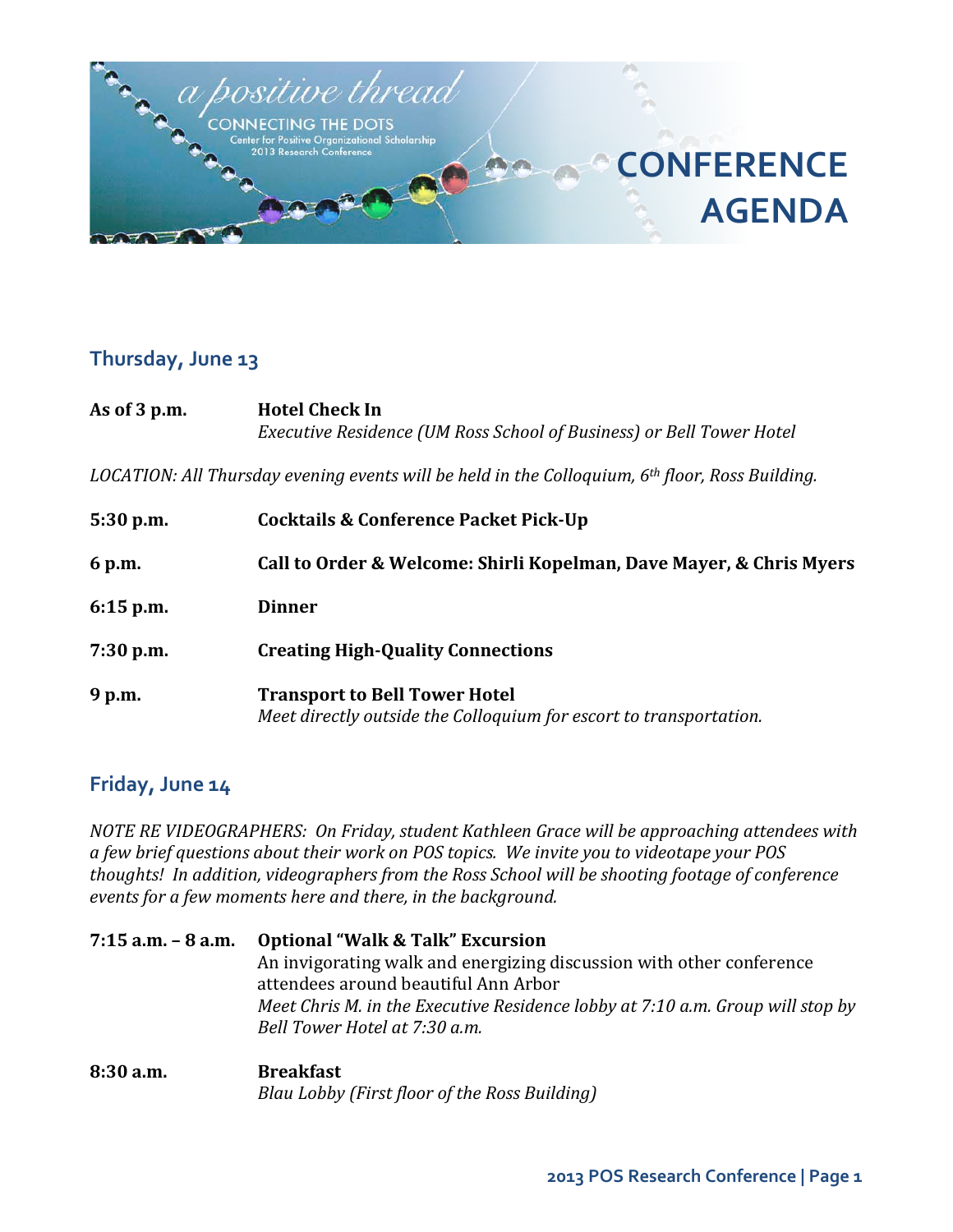a positive thread

CONNECTING THE DOTS

Center for Positive Organizational Scholarship
2013 Research Conference

# CONFERENCE AGENDA

## Thursday, June 13

**As of 3 p.m.** **Hotel Check In**
*Executive Residence (UM Ross School of Business) or Bell Tower Hotel*

*LOCATION: All Thursday evening events will be held in the Colloquium, 6th floor, Ross Building.*

**5:30 p.m.** **Cocktails & Conference Packet Pick-Up**

**6 p.m.** **Call to Order & Welcome: Shirli Kopelman, Dave Mayer, & Chris Myers**

**6:15 p.m.** **Dinner**

**7:30 p.m.** **Creating High-Quality Connections**

**9 p.m.** **Transport to Bell Tower Hotel**
*Meet directly outside the Colloquium for escort to transportation.*

## Friday, June 14

*NOTE RE VIDEOGRAPHERS: On Friday, student Kathleen Grace will be approaching attendees with a few brief questions about their work on POS topics. We invite you to videotape your POS thoughts! In addition, videographers from the Ross School will be shooting footage of conference events for a few moments here and there, in the background.*

**7:15 a.m. – 8 a.m.** **Optional "Walk & Talk" Excursion**
An invigorating walk and energizing discussion with other conference attendees around beautiful Ann Arbor
*Meet Chris M. in the Executive Residence lobby at 7:10 a.m. Group will stop by Bell Tower Hotel at 7:30 a.m.*

**8:30 a.m.** **Breakfast**
*Blau Lobby (First floor of the Ross Building)*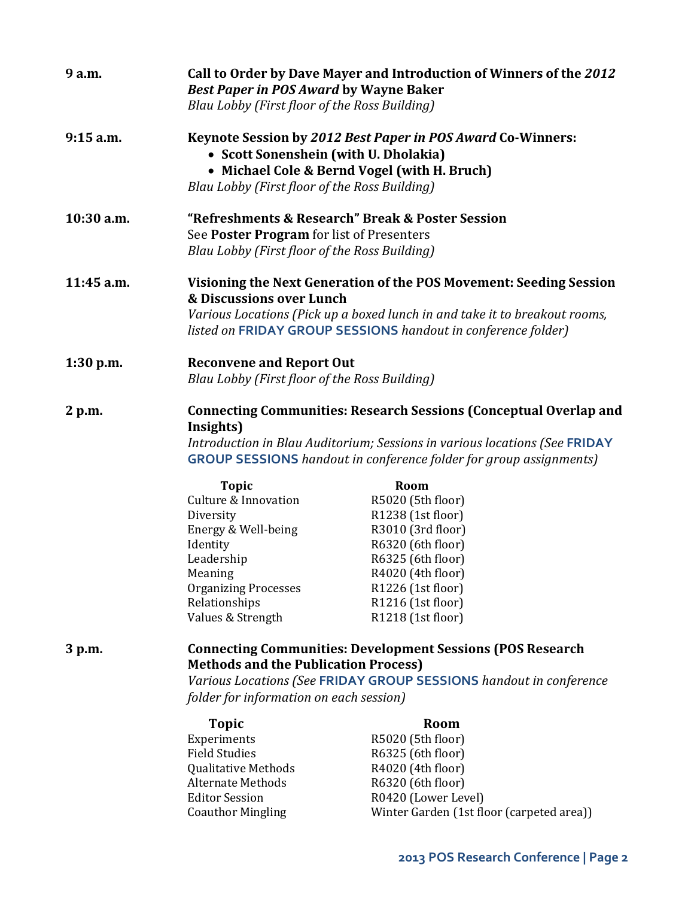**9 a.m.** — **Call to Order by Dave Mayer and Introduction of Winners of the *2012 Best Paper in POS Award* by Wayne Baker**
*Blau Lobby (First floor of the Ross Building)*

**9:15 a.m.** — **Keynote Session by *2012 Best Paper in POS Award* Co-Winners:**

- **Scott Sonenshein (with U. Dholakia)**
- **Michael Cole & Bernd Vogel (with H. Bruch)**

*Blau Lobby (First floor of the Ross Building)*

**10:30 a.m.** — **"Refreshments & Research" Break & Poster Session**
See **Poster Program** for list of Presenters
*Blau Lobby (First floor of the Ross Building)*

**11:45 a.m.** — **Visioning the Next Generation of the POS Movement: Seeding Session & Discussions over Lunch**
*Various Locations (Pick up a boxed lunch in and take it to breakout rooms, listed on* **FRIDAY GROUP SESSIONS** *handout in conference folder)*

**1:30 p.m.** — **Reconvene and Report Out**
*Blau Lobby (First floor of the Ross Building)*

**2 p.m.** — **Connecting Communities: Research Sessions (Conceptual Overlap and Insights)**
*Introduction in Blau Auditorium; Sessions in various locations (See* **FRIDAY GROUP SESSIONS** *handout in conference folder for group assignments)*

| Topic | Room |
|---|---|
| Culture & Innovation | R5020 (5th floor) |
| Diversity | R1238 (1st floor) |
| Energy & Well-being | R3010 (3rd floor) |
| Identity | R6320 (6th floor) |
| Leadership | R6325 (6th floor) |
| Meaning | R4020 (4th floor) |
| Organizing Processes | R1226 (1st floor) |
| Relationships | R1216 (1st floor) |
| Values & Strength | R1218 (1st floor) |

**3 p.m.** — **Connecting Communities: Development Sessions (POS Research Methods and the Publication Process)**
*Various Locations (See* **FRIDAY GROUP SESSIONS** *handout in conference folder for information on each session)*

| Topic | Room |
|---|---|
| Experiments | R5020 (5th floor) |
| Field Studies | R6325 (6th floor) |
| Qualitative Methods | R4020 (4th floor) |
| Alternate Methods | R6320 (6th floor) |
| Editor Session | R0420 (Lower Level) |
| Coauthor Mingling | Winter Garden (1st floor (carpeted area)) |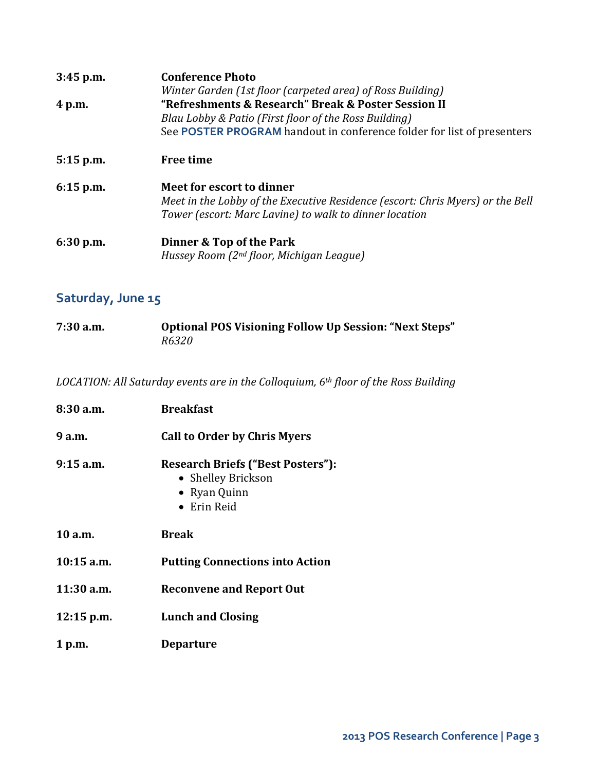**3:45 p.m.** **Conference Photo**
*Winter Garden (1st floor (carpeted area) of Ross Building)*

**4 p.m.** **"Refreshments & Research" Break & Poster Session II**
*Blau Lobby & Patio (First floor of the Ross Building)*
See **POSTER PROGRAM** handout in conference folder for list of presenters

**5:15 p.m.** **Free time**

**6:15 p.m.** **Meet for escort to dinner**
*Meet in the Lobby of the Executive Residence (escort: Chris Myers) or the Bell Tower (escort: Marc Lavine) to walk to dinner location*

**6:30 p.m.** **Dinner & Top of the Park**
*Hussey Room (2nd floor, Michigan League)*

## Saturday, June 15

**7:30 a.m.** **Optional POS Visioning Follow Up Session: "Next Steps"**
*R6320*

*LOCATION: All Saturday events are in the Colloquium, 6th floor of the Ross Building*

**8:30 a.m.** **Breakfast**

**9 a.m.** **Call to Order by Chris Myers**

**9:15 a.m.** **Research Briefs ("Best Posters"):**
- Shelley Brickson
- Ryan Quinn
- Erin Reid

**10 a.m.** **Break**

**10:15 a.m.** **Putting Connections into Action**

**11:30 a.m.** **Reconvene and Report Out**

**12:15 p.m.** **Lunch and Closing**

**1 p.m.** **Departure**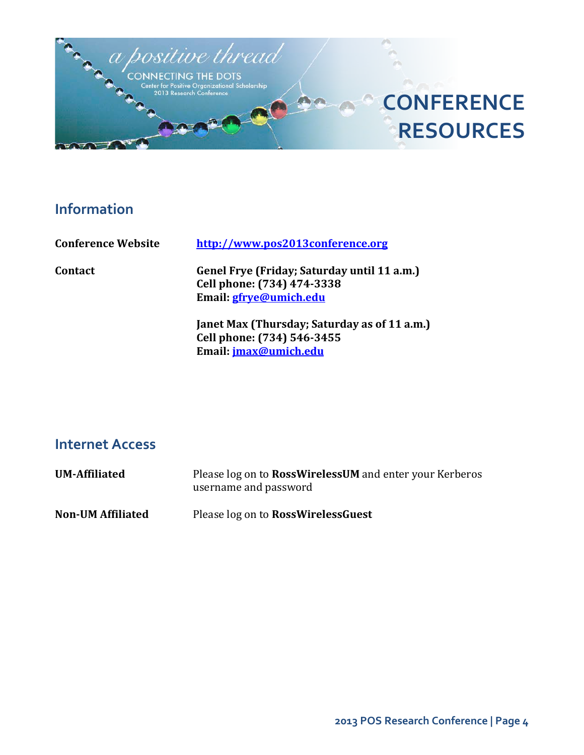# CONFERENCE RESOURCES

## Information

**Conference Website** **http://www.pos2013conference.org**

**Contact**

**Genel Frye (Friday; Saturday until 11 a.m.)**
**Cell phone: (734) 474-3338**
**Email: gfrye@umich.edu**

**Janet Max (Thursday; Saturday as of 11 a.m.)**
**Cell phone: (734) 546-3455**
**Email: jmax@umich.edu**

## Internet Access

**UM-Affiliated** Please log on to **RossWirelessUM** and enter your Kerberos username and password

**Non-UM Affiliated** Please log on to **RossWirelessGuest**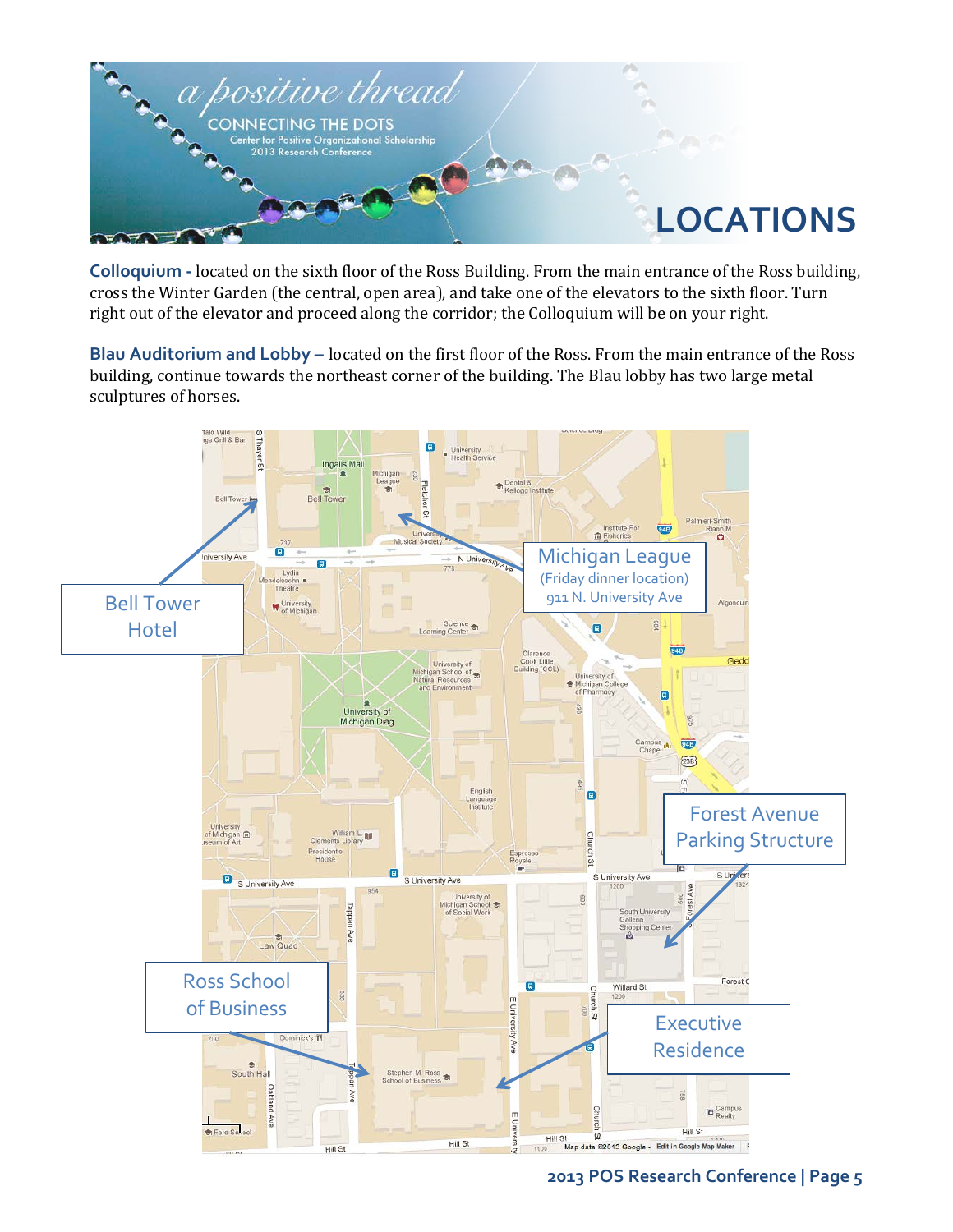a positive thread

CONNECTING THE DOTS

Center for Positive Organizational Scholarship

2013 Research Conference

# LOCATIONS

**Colloquium -** located on the sixth floor of the Ross Building. From the main entrance of the Ross building, cross the Winter Garden (the central, open area), and take one of the elevators to the sixth floor. Turn right out of the elevator and proceed along the corridor; the Colloquium will be on your right.

**Blau Auditorium and Lobby –** located on the first floor of the Ross. From the main entrance of the Ross building, continue towards the northeast corner of the building. The Blau lobby has two large metal sculptures of horses.

Bell Tower Hotel

Michigan League
(Friday dinner location)
911 N. University Ave

Forest Avenue Parking Structure

Ross School of Business

Executive Residence

Map data ©2013 Google - Edit in Google Map Maker